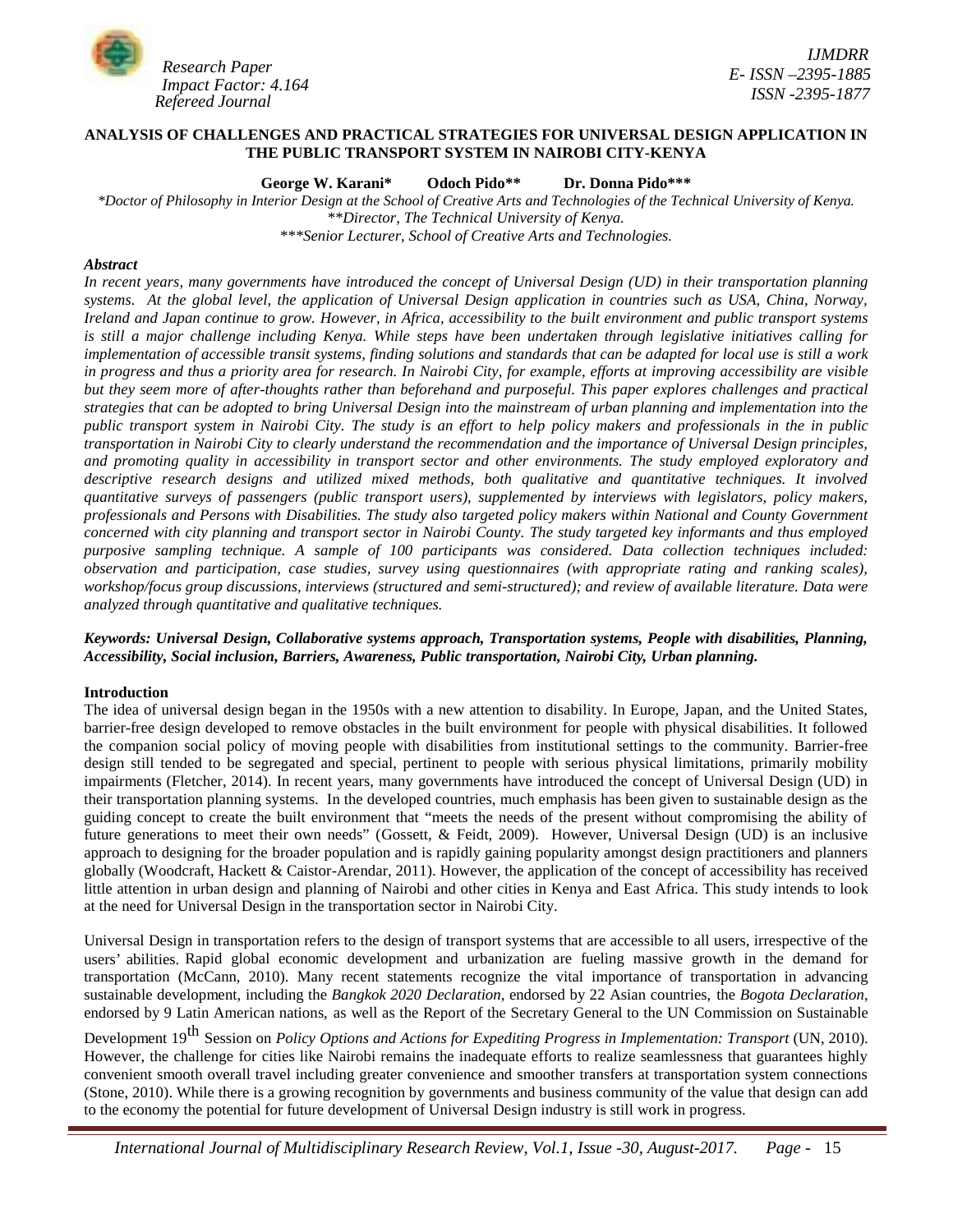# ANALYSIS OF CHALLENGES AND PRACTICAL STRATEGIES FOR UNIVERSAL DESIGN APPLICATION IN THE PUBLIC TRANSPORT SYSTEM IN NAIROBI CITY-KENYA

**George W. Karani*　　Odoch Pido**　　Dr. Donna Pido*****

*\*Doctor of Philosophy in Interior Design at the School of Creative Arts and Technologies of the Technical University of Kenya.*
*\*\*Director, The Technical University of Kenya.*
*\*\*\*Senior Lecturer, School of Creative Arts and Technologies.*

### Abstract

*In recent years, many governments have introduced the concept of Universal Design (UD) in their transportation planning systems. At the global level, the application of Universal Design application in countries such as USA, China, Norway, Ireland and Japan continue to grow. However, in Africa, accessibility to the built environment and public transport systems is still a major challenge including Kenya. While steps have been undertaken through legislative initiatives calling for implementation of accessible transit systems, finding solutions and standards that can be adapted for local use is still a work in progress and thus a priority area for research. In Nairobi City, for example, efforts at improving accessibility are visible but they seem more of after-thoughts rather than beforehand and purposeful. This paper explores challenges and practical strategies that can be adopted to bring Universal Design into the mainstream of urban planning and implementation into the public transport system in Nairobi City. The study is an effort to help policy makers and professionals in the in public transportation in Nairobi City to clearly understand the recommendation and the importance of Universal Design principles, and promoting quality in accessibility in transport sector and other environments. The study employed exploratory and descriptive research designs and utilized mixed methods, both qualitative and quantitative techniques. It involved quantitative surveys of passengers (public transport users), supplemented by interviews with legislators, policy makers, professionals and Persons with Disabilities. The study also targeted policy makers within National and County Government concerned with city planning and transport sector in Nairobi County. The study targeted key informants and thus employed purposive sampling technique. A sample of 100 participants was considered. Data collection techniques included: observation and participation, case studies, survey using questionnaires (with appropriate rating and ranking scales), workshop/focus group discussions, interviews (structured and semi-structured); and review of available literature. Data were analyzed through quantitative and qualitative techniques.*

***Keywords: Universal Design, Collaborative systems approach, Transportation systems, People with disabilities, Planning, Accessibility, Social inclusion, Barriers, Awareness, Public transportation, Nairobi City, Urban planning.***

### Introduction

The idea of universal design began in the 1950s with a new attention to disability. In Europe, Japan, and the United States, barrier-free design developed to remove obstacles in the built environment for people with physical disabilities. It followed the companion social policy of moving people with disabilities from institutional settings to the community. Barrier-free design still tended to be segregated and special, pertinent to people with serious physical limitations, primarily mobility impairments (Fletcher, 2014). In recent years, many governments have introduced the concept of Universal Design (UD) in their transportation planning systems. In the developed countries, much emphasis has been given to sustainable design as the guiding concept to create the built environment that "meets the needs of the present without compromising the ability of future generations to meet their own needs" (Gossett, & Feidt, 2009). However, Universal Design (UD) is an inclusive approach to designing for the broader population and is rapidly gaining popularity amongst design practitioners and planners globally (Woodcraft, Hackett & Caistor-Arendar, 2011). However, the application of the concept of accessibility has received little attention in urban design and planning of Nairobi and other cities in Kenya and East Africa. This study intends to look at the need for Universal Design in the transportation sector in Nairobi City.

Universal Design in transportation refers to the design of transport systems that are accessible to all users, irrespective of the users' abilities. Rapid global economic development and urbanization are fueling massive growth in the demand for transportation (McCann, 2010). Many recent statements recognize the vital importance of transportation in advancing sustainable development, including the *Bangkok 2020 Declaration*, endorsed by 22 Asian countries, the *Bogota Declaration*, endorsed by 9 Latin American nations, as well as the Report of the Secretary General to the UN Commission on Sustainable Development 19th Session on *Policy Options and Actions for Expediting Progress in Implementation: Transport* (UN, 2010). However, the challenge for cities like Nairobi remains the inadequate efforts to realize seamlessness that guarantees highly convenient smooth overall travel including greater convenience and smoother transfers at transportation system connections (Stone, 2010). While there is a growing recognition by governments and business community of the value that design can add to the economy the potential for future development of Universal Design industry is still work in progress.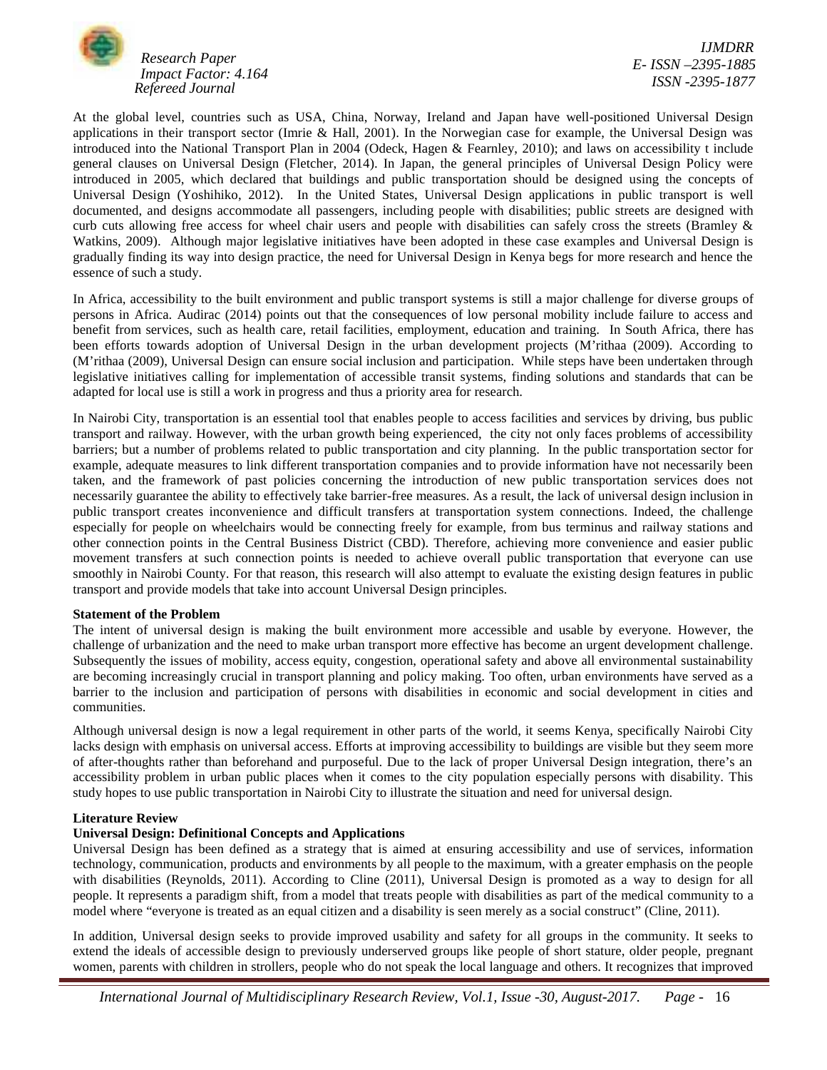At the global level, countries such as USA, China, Norway, Ireland and Japan have well-positioned Universal Design applications in their transport sector (Imrie & Hall, 2001). In the Norwegian case for example, the Universal Design was introduced into the National Transport Plan in 2004 (Odeck, Hagen & Fearnley, 2010); and laws on accessibility t include general clauses on Universal Design (Fletcher, 2014). In Japan, the general principles of Universal Design Policy were introduced in 2005, which declared that buildings and public transportation should be designed using the concepts of Universal Design (Yoshihiko, 2012). In the United States, Universal Design applications in public transport is well documented, and designs accommodate all passengers, including people with disabilities; public streets are designed with curb cuts allowing free access for wheel chair users and people with disabilities can safely cross the streets (Bramley & Watkins, 2009). Although major legislative initiatives have been adopted in these case examples and Universal Design is gradually finding its way into design practice, the need for Universal Design in Kenya begs for more research and hence the essence of such a study.

In Africa, accessibility to the built environment and public transport systems is still a major challenge for diverse groups of persons in Africa. Audirac (2014) points out that the consequences of low personal mobility include failure to access and benefit from services, such as health care, retail facilities, employment, education and training. In South Africa, there has been efforts towards adoption of Universal Design in the urban development projects (M'rithaa (2009). According to (M'rithaa (2009), Universal Design can ensure social inclusion and participation. While steps have been undertaken through legislative initiatives calling for implementation of accessible transit systems, finding solutions and standards that can be adapted for local use is still a work in progress and thus a priority area for research.

In Nairobi City, transportation is an essential tool that enables people to access facilities and services by driving, bus public transport and railway. However, with the urban growth being experienced, the city not only faces problems of accessibility barriers; but a number of problems related to public transportation and city planning. In the public transportation sector for example, adequate measures to link different transportation companies and to provide information have not necessarily been taken, and the framework of past policies concerning the introduction of new public transportation services does not necessarily guarantee the ability to effectively take barrier-free measures. As a result, the lack of universal design inclusion in public transport creates inconvenience and difficult transfers at transportation system connections. Indeed, the challenge especially for people on wheelchairs would be connecting freely for example, from bus terminus and railway stations and other connection points in the Central Business District (CBD). Therefore, achieving more convenience and easier public movement transfers at such connection points is needed to achieve overall public transportation that everyone can use smoothly in Nairobi County. For that reason, this research will also attempt to evaluate the existing design features in public transport and provide models that take into account Universal Design principles.

## Statement of the Problem

The intent of universal design is making the built environment more accessible and usable by everyone. However, the challenge of urbanization and the need to make urban transport more effective has become an urgent development challenge. Subsequently the issues of mobility, access equity, congestion, operational safety and above all environmental sustainability are becoming increasingly crucial in transport planning and policy making. Too often, urban environments have served as a barrier to the inclusion and participation of persons with disabilities in economic and social development in cities and communities.

Although universal design is now a legal requirement in other parts of the world, it seems Kenya, specifically Nairobi City lacks design with emphasis on universal access. Efforts at improving accessibility to buildings are visible but they seem more of after-thoughts rather than beforehand and purposeful. Due to the lack of proper Universal Design integration, there's an accessibility problem in urban public places when it comes to the city population especially persons with disability. This study hopes to use public transportation in Nairobi City to illustrate the situation and need for universal design.

## Literature Review

### Universal Design: Definitional Concepts and Applications

Universal Design has been defined as a strategy that is aimed at ensuring accessibility and use of services, information technology, communication, products and environments by all people to the maximum, with a greater emphasis on the people with disabilities (Reynolds, 2011). According to Cline (2011), Universal Design is promoted as a way to design for all people. It represents a paradigm shift, from a model that treats people with disabilities as part of the medical community to a model where "everyone is treated as an equal citizen and a disability is seen merely as a social construct" (Cline, 2011).

In addition, Universal design seeks to provide improved usability and safety for all groups in the community. It seeks to extend the ideals of accessible design to previously underserved groups like people of short stature, older people, pregnant women, parents with children in strollers, people who do not speak the local language and others. It recognizes that improved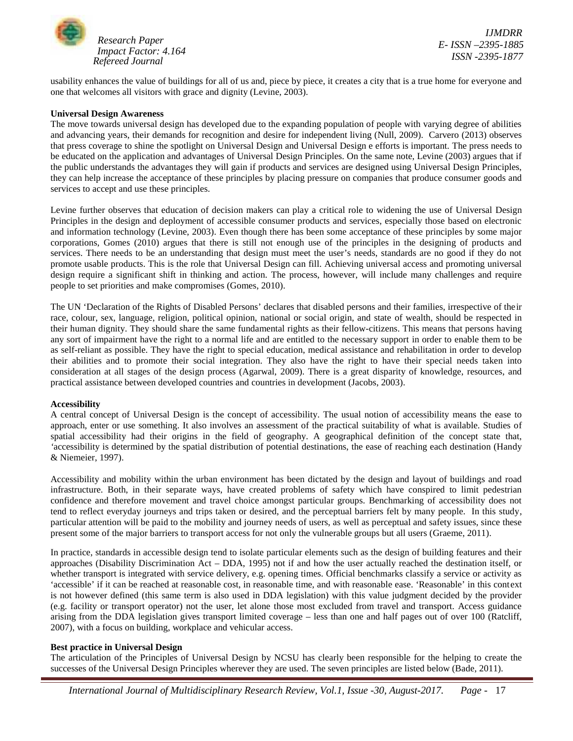usability enhances the value of buildings for all of us and, piece by piece, it creates a city that is a true home for everyone and one that welcomes all visitors with grace and dignity (Levine, 2003).

**Universal Design Awareness**

The move towards universal design has developed due to the expanding population of people with varying degree of abilities and advancing years, their demands for recognition and desire for independent living (Null, 2009). Carvero (2013) observes that press coverage to shine the spotlight on Universal Design and Universal Design e efforts is important. The press needs to be educated on the application and advantages of Universal Design Principles. On the same note, Levine (2003) argues that if the public understands the advantages they will gain if products and services are designed using Universal Design Principles, they can help increase the acceptance of these principles by placing pressure on companies that produce consumer goods and services to accept and use these principles.

Levine further observes that education of decision makers can play a critical role to widening the use of Universal Design Principles in the design and deployment of accessible consumer products and services, especially those based on electronic and information technology (Levine, 2003). Even though there has been some acceptance of these principles by some major corporations, Gomes (2010) argues that there is still not enough use of the principles in the designing of products and services. There needs to be an understanding that design must meet the user's needs, standards are no good if they do not promote usable products. This is the role that Universal Design can fill. Achieving universal access and promoting universal design require a significant shift in thinking and action. The process, however, will include many challenges and require people to set priorities and make compromises (Gomes, 2010).

The UN 'Declaration of the Rights of Disabled Persons' declares that disabled persons and their families, irrespective of their race, colour, sex, language, religion, political opinion, national or social origin, and state of wealth, should be respected in their human dignity. They should share the same fundamental rights as their fellow-citizens. This means that persons having any sort of impairment have the right to a normal life and are entitled to the necessary support in order to enable them to be as self-reliant as possible. They have the right to special education, medical assistance and rehabilitation in order to develop their abilities and to promote their social integration. They also have the right to have their special needs taken into consideration at all stages of the design process (Agarwal, 2009). There is a great disparity of knowledge, resources, and practical assistance between developed countries and countries in development (Jacobs, 2003).

**Accessibility**

A central concept of Universal Design is the concept of accessibility. The usual notion of accessibility means the ease to approach, enter or use something. It also involves an assessment of the practical suitability of what is available. Studies of spatial accessibility had their origins in the field of geography. A geographical definition of the concept state that, 'accessibility is determined by the spatial distribution of potential destinations, the ease of reaching each destination (Handy & Niemeier, 1997).

Accessibility and mobility within the urban environment has been dictated by the design and layout of buildings and road infrastructure. Both, in their separate ways, have created problems of safety which have conspired to limit pedestrian confidence and therefore movement and travel choice amongst particular groups. Benchmarking of accessibility does not tend to reflect everyday journeys and trips taken or desired, and the perceptual barriers felt by many people. In this study, particular attention will be paid to the mobility and journey needs of users, as well as perceptual and safety issues, since these present some of the major barriers to transport access for not only the vulnerable groups but all users (Graeme, 2011).

In practice, standards in accessible design tend to isolate particular elements such as the design of building features and their approaches (Disability Discrimination Act – DDA, 1995) not if and how the user actually reached the destination itself, or whether transport is integrated with service delivery, e.g. opening times. Official benchmarks classify a service or activity as 'accessible' if it can be reached at reasonable cost, in reasonable time, and with reasonable ease. 'Reasonable' in this context is not however defined (this same term is also used in DDA legislation) with this value judgment decided by the provider (e.g. facility or transport operator) not the user, let alone those most excluded from travel and transport. Access guidance arising from the DDA legislation gives transport limited coverage – less than one and half pages out of over 100 (Ratcliff, 2007), with a focus on building, workplace and vehicular access.

**Best practice in Universal Design**

The articulation of the Principles of Universal Design by NCSU has clearly been responsible for the helping to create the successes of the Universal Design Principles wherever they are used. The seven principles are listed below (Bade, 2011).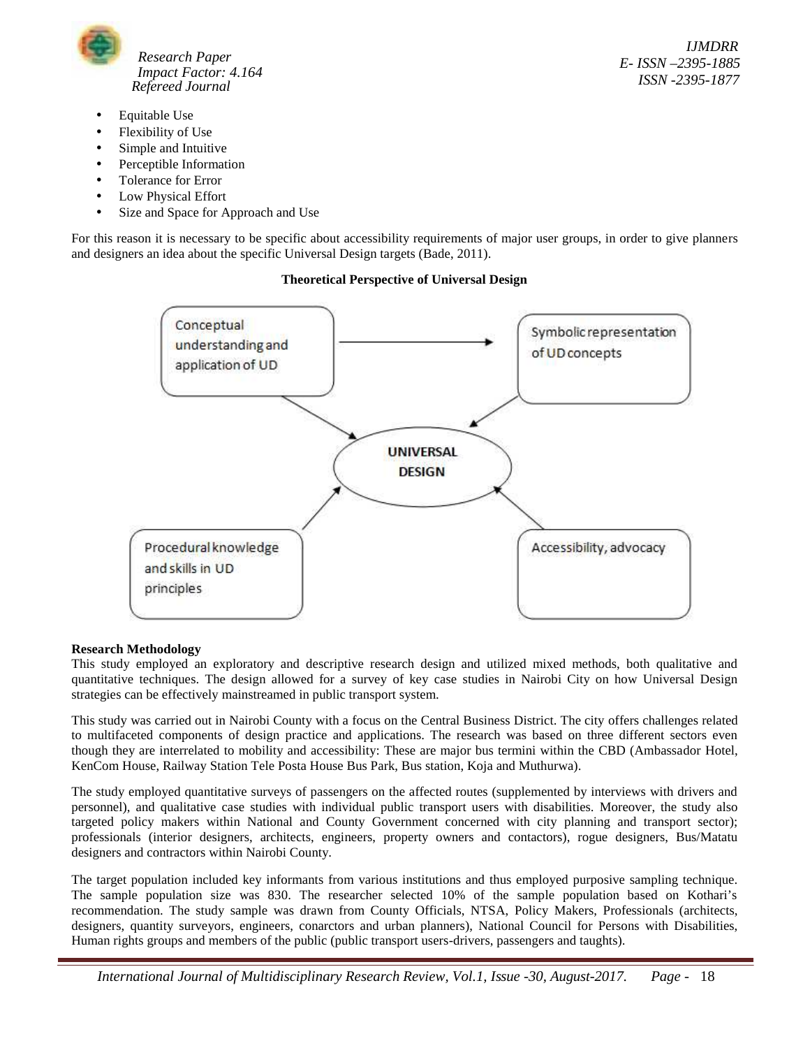- Equitable Use
- Flexibility of Use
- Simple and Intuitive
- Perceptible Information
- Tolerance for Error
- Low Physical Effort
- Size and Space for Approach and Use

For this reason it is necessary to be specific about accessibility requirements of major user groups, in order to give planners and designers an idea about the specific Universal Design targets (Bade, 2011).

**Theoretical Perspective of Universal Design**

Conceptual understanding and application of UD

Symbolic representation of UD concepts

UNIVERSAL DESIGN

Procedural knowledge and skills in UD principles

Accessibility, advocacy

**Research Methodology**

This study employed an exploratory and descriptive research design and utilized mixed methods, both qualitative and quantitative techniques. The design allowed for a survey of key case studies in Nairobi City on how Universal Design strategies can be effectively mainstreamed in public transport system.

This study was carried out in Nairobi County with a focus on the Central Business District. The city offers challenges related to multifaceted components of design practice and applications. The research was based on three different sectors even though they are interrelated to mobility and accessibility: These are major bus termini within the CBD (Ambassador Hotel, KenCom House, Railway Station Tele Posta House Bus Park, Bus station, Koja and Muthurwa).

The study employed quantitative surveys of passengers on the affected routes (supplemented by interviews with drivers and personnel), and qualitative case studies with individual public transport users with disabilities. Moreover, the study also targeted policy makers within National and County Government concerned with city planning and transport sector); professionals (interior designers, architects, engineers, property owners and contactors), rogue designers, Bus/Matatu designers and contractors within Nairobi County.

The target population included key informants from various institutions and thus employed purposive sampling technique. The sample population size was 830. The researcher selected 10% of the sample population based on Kothari's recommendation. The study sample was drawn from County Officials, NTSA, Policy Makers, Professionals (architects, designers, quantity surveyors, engineers, conarctors and urban planners), National Council for Persons with Disabilities, Human rights groups and members of the public (public transport users-drivers, passengers and taughts).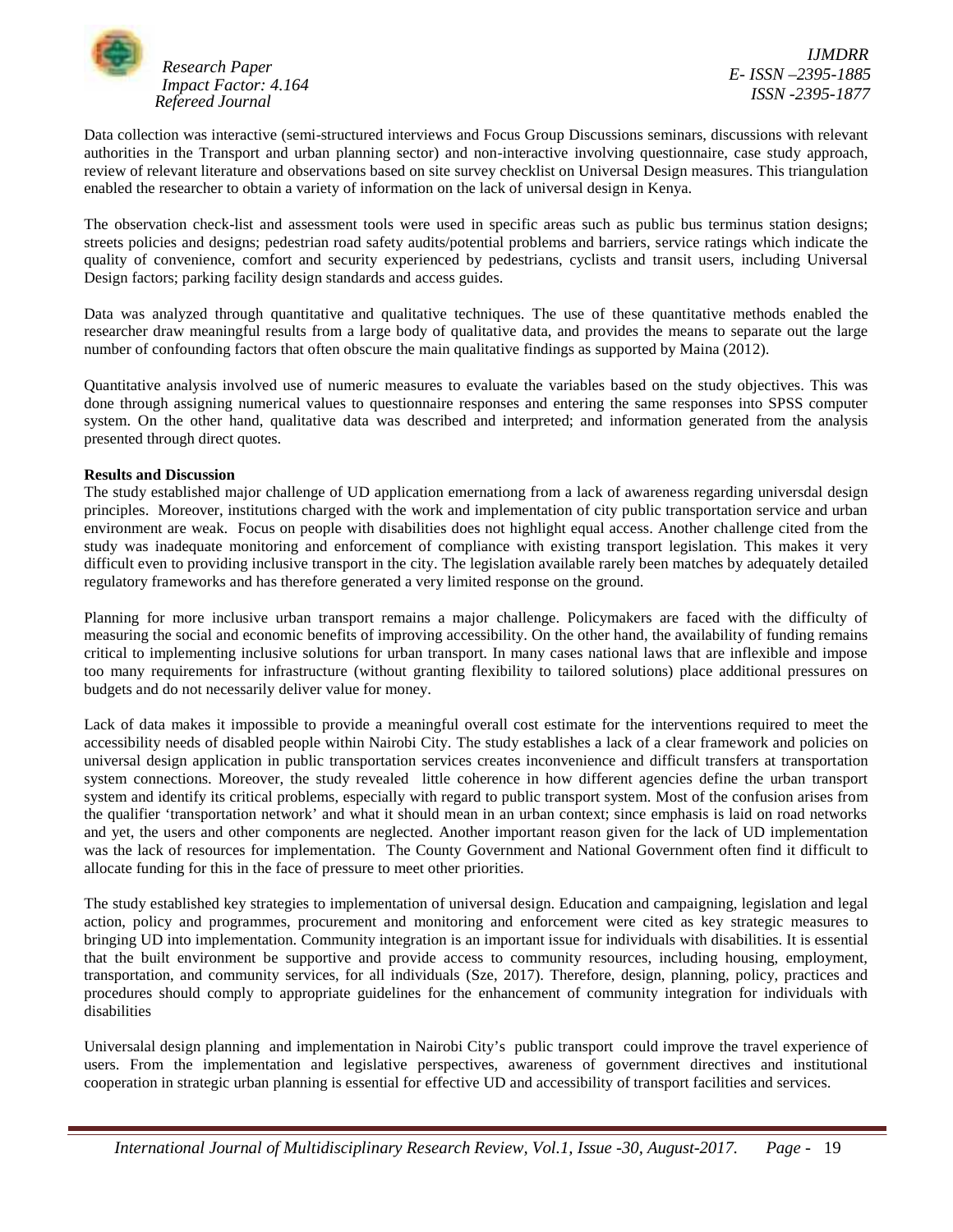Data collection was interactive (semi-structured interviews and Focus Group Discussions seminars, discussions with relevant authorities in the Transport and urban planning sector) and non-interactive involving questionnaire, case study approach, review of relevant literature and observations based on site survey checklist on Universal Design measures. This triangulation enabled the researcher to obtain a variety of information on the lack of universal design in Kenya.

The observation check-list and assessment tools were used in specific areas such as public bus terminus station designs; streets policies and designs; pedestrian road safety audits/potential problems and barriers, service ratings which indicate the quality of convenience, comfort and security experienced by pedestrians, cyclists and transit users, including Universal Design factors; parking facility design standards and access guides.

Data was analyzed through quantitative and qualitative techniques. The use of these quantitative methods enabled the researcher draw meaningful results from a large body of qualitative data, and provides the means to separate out the large number of confounding factors that often obscure the main qualitative findings as supported by Maina (2012).

Quantitative analysis involved use of numeric measures to evaluate the variables based on the study objectives. This was done through assigning numerical values to questionnaire responses and entering the same responses into SPSS computer system. On the other hand, qualitative data was described and interpreted; and information generated from the analysis presented through direct quotes.

**Results and Discussion**

The study established major challenge of UD application emernationg from a lack of awareness regarding universdal design principles. Moreover, institutions charged with the work and implementation of city public transportation service and urban environment are weak. Focus on people with disabilities does not highlight equal access. Another challenge cited from the study was inadequate monitoring and enforcement of compliance with existing transport legislation. This makes it very difficult even to providing inclusive transport in the city. The legislation available rarely been matches by adequately detailed regulatory frameworks and has therefore generated a very limited response on the ground.

Planning for more inclusive urban transport remains a major challenge. Policymakers are faced with the difficulty of measuring the social and economic benefits of improving accessibility. On the other hand, the availability of funding remains critical to implementing inclusive solutions for urban transport. In many cases national laws that are inflexible and impose too many requirements for infrastructure (without granting flexibility to tailored solutions) place additional pressures on budgets and do not necessarily deliver value for money.

Lack of data makes it impossible to provide a meaningful overall cost estimate for the interventions required to meet the accessibility needs of disabled people within Nairobi City. The study establishes a lack of a clear framework and policies on universal design application in public transportation services creates inconvenience and difficult transfers at transportation system connections. Moreover, the study revealed little coherence in how different agencies define the urban transport system and identify its critical problems, especially with regard to public transport system. Most of the confusion arises from the qualifier 'transportation network' and what it should mean in an urban context; since emphasis is laid on road networks and yet, the users and other components are neglected. Another important reason given for the lack of UD implementation was the lack of resources for implementation. The County Government and National Government often find it difficult to allocate funding for this in the face of pressure to meet other priorities.

The study established key strategies to implementation of universal design. Education and campaigning, legislation and legal action, policy and programmes, procurement and monitoring and enforcement were cited as key strategic measures to bringing UD into implementation. Community integration is an important issue for individuals with disabilities. It is essential that the built environment be supportive and provide access to community resources, including housing, employment, transportation, and community services, for all individuals (Sze, 2017). Therefore, design, planning, policy, practices and procedures should comply to appropriate guidelines for the enhancement of community integration for individuals with disabilities

Universalal design planning and implementation in Nairobi City's public transport could improve the travel experience of users. From the implementation and legislative perspectives, awareness of government directives and institutional cooperation in strategic urban planning is essential for effective UD and accessibility of transport facilities and services.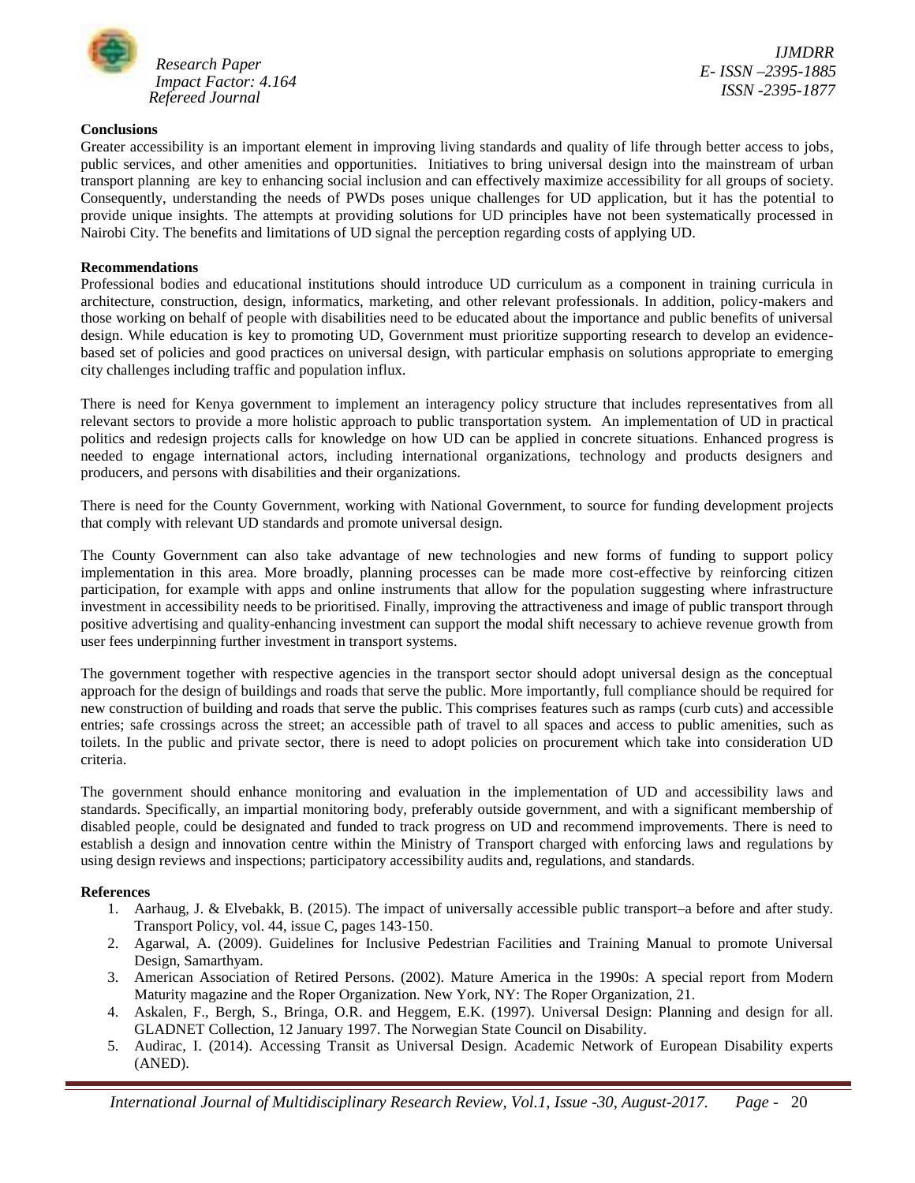**Conclusions**

Greater accessibility is an important element in improving living standards and quality of life through better access to jobs, public services, and other amenities and opportunities. Initiatives to bring universal design into the mainstream of urban transport planning are key to enhancing social inclusion and can effectively maximize accessibility for all groups of society. Consequently, understanding the needs of PWDs poses unique challenges for UD application, but it has the potential to provide unique insights. The attempts at providing solutions for UD principles have not been systematically processed in Nairobi City. The benefits and limitations of UD signal the perception regarding costs of applying UD.

**Recommendations**

Professional bodies and educational institutions should introduce UD curriculum as a component in training curricula in architecture, construction, design, informatics, marketing, and other relevant professionals. In addition, policy-makers and those working on behalf of people with disabilities need to be educated about the importance and public benefits of universal design. While education is key to promoting UD, Government must prioritize supporting research to develop an evidence-based set of policies and good practices on universal design, with particular emphasis on solutions appropriate to emerging city challenges including traffic and population influx.

There is need for Kenya government to implement an interagency policy structure that includes representatives from all relevant sectors to provide a more holistic approach to public transportation system. An implementation of UD in practical politics and redesign projects calls for knowledge on how UD can be applied in concrete situations. Enhanced progress is needed to engage international actors, including international organizations, technology and products designers and producers, and persons with disabilities and their organizations.

There is need for the County Government, working with National Government, to source for funding development projects that comply with relevant UD standards and promote universal design.

The County Government can also take advantage of new technologies and new forms of funding to support policy implementation in this area. More broadly, planning processes can be made more cost-effective by reinforcing citizen participation, for example with apps and online instruments that allow for the population suggesting where infrastructure investment in accessibility needs to be prioritised. Finally, improving the attractiveness and image of public transport through positive advertising and quality-enhancing investment can support the modal shift necessary to achieve revenue growth from user fees underpinning further investment in transport systems.

The government together with respective agencies in the transport sector should adopt universal design as the conceptual approach for the design of buildings and roads that serve the public. More importantly, full compliance should be required for new construction of building and roads that serve the public. This comprises features such as ramps (curb cuts) and accessible entries; safe crossings across the street; an accessible path of travel to all spaces and access to public amenities, such as toilets. In the public and private sector, there is need to adopt policies on procurement which take into consideration UD criteria.

The government should enhance monitoring and evaluation in the implementation of UD and accessibility laws and standards. Specifically, an impartial monitoring body, preferably outside government, and with a significant membership of disabled people, could be designated and funded to track progress on UD and recommend improvements. There is need to establish a design and innovation centre within the Ministry of Transport charged with enforcing laws and regulations by using design reviews and inspections; participatory accessibility audits and, regulations, and standards.

**References**

1. Aarhaug, J. & Elvebakk, B. (2015). The impact of universally accessible public transport–a before and after study. Transport Policy, vol. 44, issue C, pages 143-150.
2. Agarwal, A. (2009). Guidelines for Inclusive Pedestrian Facilities and Training Manual to promote Universal Design, Samarthyam.
3. American Association of Retired Persons. (2002). Mature America in the 1990s: A special report from Modern Maturity magazine and the Roper Organization. New York, NY: The Roper Organization, 21.
4. Askalen, F., Bergh, S., Bringa, O.R. and Heggem, E.K. (1997). Universal Design: Planning and design for all. GLADNET Collection, 12 January 1997. The Norwegian State Council on Disability.
5. Audirac, I. (2014). Accessing Transit as Universal Design. Academic Network of European Disability experts (ANED).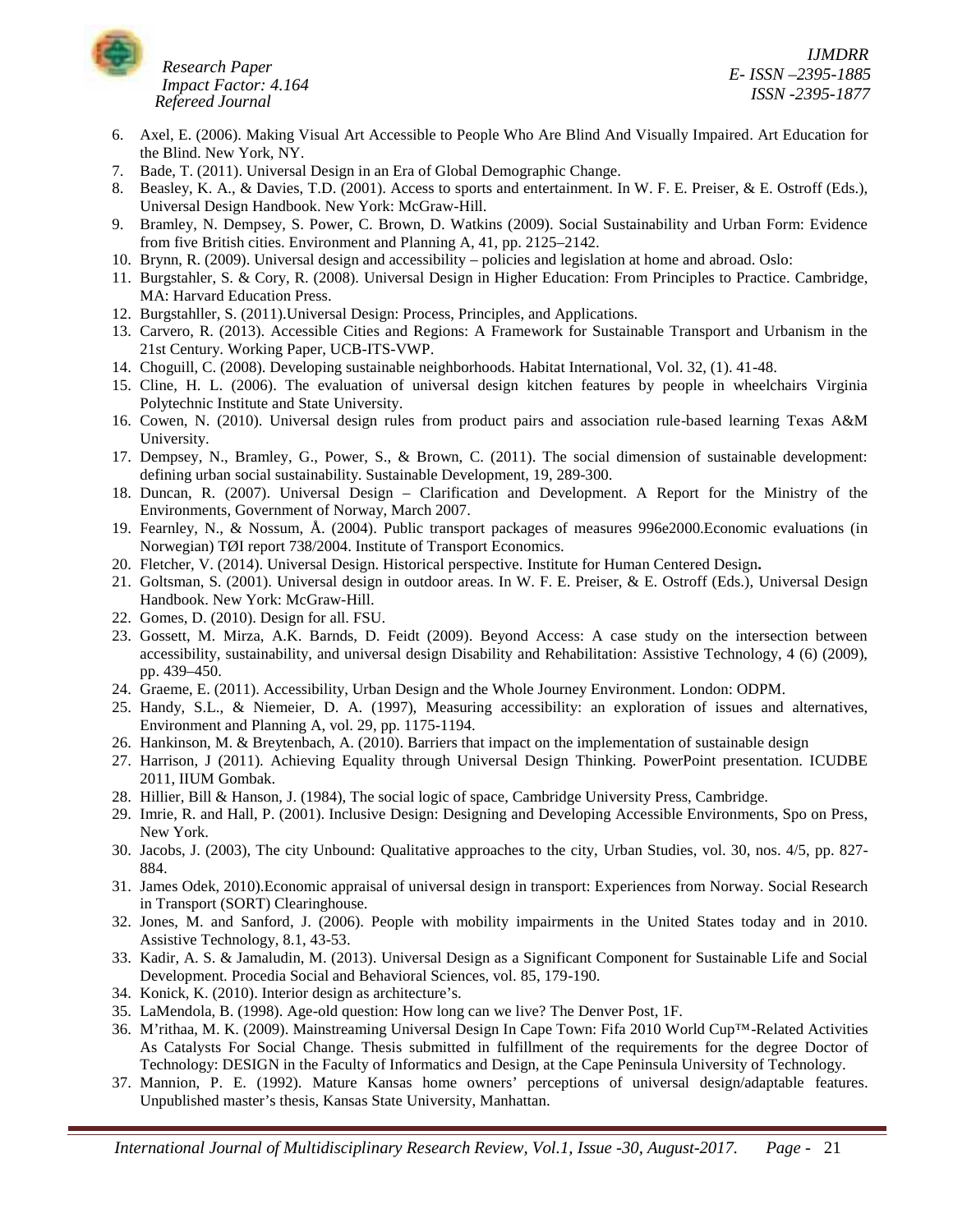6. Axel, E. (2006). Making Visual Art Accessible to People Who Are Blind And Visually Impaired. Art Education for the Blind. New York, NY.
7. Bade, T. (2011). Universal Design in an Era of Global Demographic Change.
8. Beasley, K. A., & Davies, T.D. (2001). Access to sports and entertainment. In W. F. E. Preiser, & E. Ostroff (Eds.), Universal Design Handbook. New York: McGraw-Hill.
9. Bramley, N. Dempsey, S. Power, C. Brown, D. Watkins (2009). Social Sustainability and Urban Form: Evidence from five British cities. Environment and Planning A, 41, pp. 2125–2142.
10. Brynn, R. (2009). Universal design and accessibility – policies and legislation at home and abroad. Oslo:
11. Burgstahler, S. & Cory, R. (2008). Universal Design in Higher Education: From Principles to Practice. Cambridge, MA: Harvard Education Press.
12. Burgstahller, S. (2011).Universal Design: Process, Principles, and Applications.
13. Carvero, R. (2013). Accessible Cities and Regions: A Framework for Sustainable Transport and Urbanism in the 21st Century. Working Paper, UCB-ITS-VWP.
14. Choguill, C. (2008). Developing sustainable neighborhoods. Habitat International, Vol. 32, (1). 41-48.
15. Cline, H. L. (2006). The evaluation of universal design kitchen features by people in wheelchairs Virginia Polytechnic Institute and State University.
16. Cowen, N. (2010). Universal design rules from product pairs and association rule-based learning Texas A&M University.
17. Dempsey, N., Bramley, G., Power, S., & Brown, C. (2011). The social dimension of sustainable development: defining urban social sustainability. Sustainable Development, 19, 289-300.
18. Duncan, R. (2007). Universal Design – Clarification and Development. A Report for the Ministry of the Environments, Government of Norway, March 2007.
19. Fearnley, N., & Nossum, Å. (2004). Public transport packages of measures 996e2000.Economic evaluations (in Norwegian) TØI report 738/2004. Institute of Transport Economics.
20. Fletcher, V. (2014). Universal Design. Historical perspective. Institute for Human Centered Design**.**
21. Goltsman, S. (2001). Universal design in outdoor areas. In W. F. E. Preiser, & E. Ostroff (Eds.), Universal Design Handbook. New York: McGraw-Hill.
22. Gomes, D. (2010). Design for all. FSU.
23. Gossett, M. Mirza, A.K. Barnds, D. Feidt (2009). Beyond Access: A case study on the intersection between accessibility, sustainability, and universal design Disability and Rehabilitation: Assistive Technology, 4 (6) (2009), pp. 439–450.
24. Graeme, E. (2011). Accessibility, Urban Design and the Whole Journey Environment. London: ODPM.
25. Handy, S.L., & Niemeier, D. A. (1997), Measuring accessibility: an exploration of issues and alternatives, Environment and Planning A, vol. 29, pp. 1175-1194.
26. Hankinson, M. & Breytenbach, A. (2010). Barriers that impact on the implementation of sustainable design
27. Harrison, J (2011). Achieving Equality through Universal Design Thinking. PowerPoint presentation. ICUDBE 2011, IIUM Gombak.
28. Hillier, Bill & Hanson, J. (1984), The social logic of space, Cambridge University Press, Cambridge.
29. Imrie, R. and Hall, P. (2001). Inclusive Design: Designing and Developing Accessible Environments, Spo on Press, New York.
30. Jacobs, J. (2003), The city Unbound: Qualitative approaches to the city, Urban Studies, vol. 30, nos. 4/5, pp. 827-884.
31. James Odek, 2010).Economic appraisal of universal design in transport: Experiences from Norway. Social Research in Transport (SORT) Clearinghouse.
32. Jones, M. and Sanford, J. (2006). People with mobility impairments in the United States today and in 2010. Assistive Technology, 8.1, 43-53.
33. Kadir, A. S. & Jamaludin, M. (2013). Universal Design as a Significant Component for Sustainable Life and Social Development. Procedia Social and Behavioral Sciences, vol. 85, 179-190.
34. Konick, K. (2010). Interior design as architecture's.
35. LaMendola, B. (1998). Age-old question: How long can we live? The Denver Post, 1F.
36. M'rithaa, M. K. (2009). Mainstreaming Universal Design In Cape Town: Fifa 2010 World Cup™-Related Activities As Catalysts For Social Change. Thesis submitted in fulfillment of the requirements for the degree Doctor of Technology: DESIGN in the Faculty of Informatics and Design, at the Cape Peninsula University of Technology.
37. Mannion, P. E. (1992). Mature Kansas home owners' perceptions of universal design/adaptable features. Unpublished master's thesis, Kansas State University, Manhattan.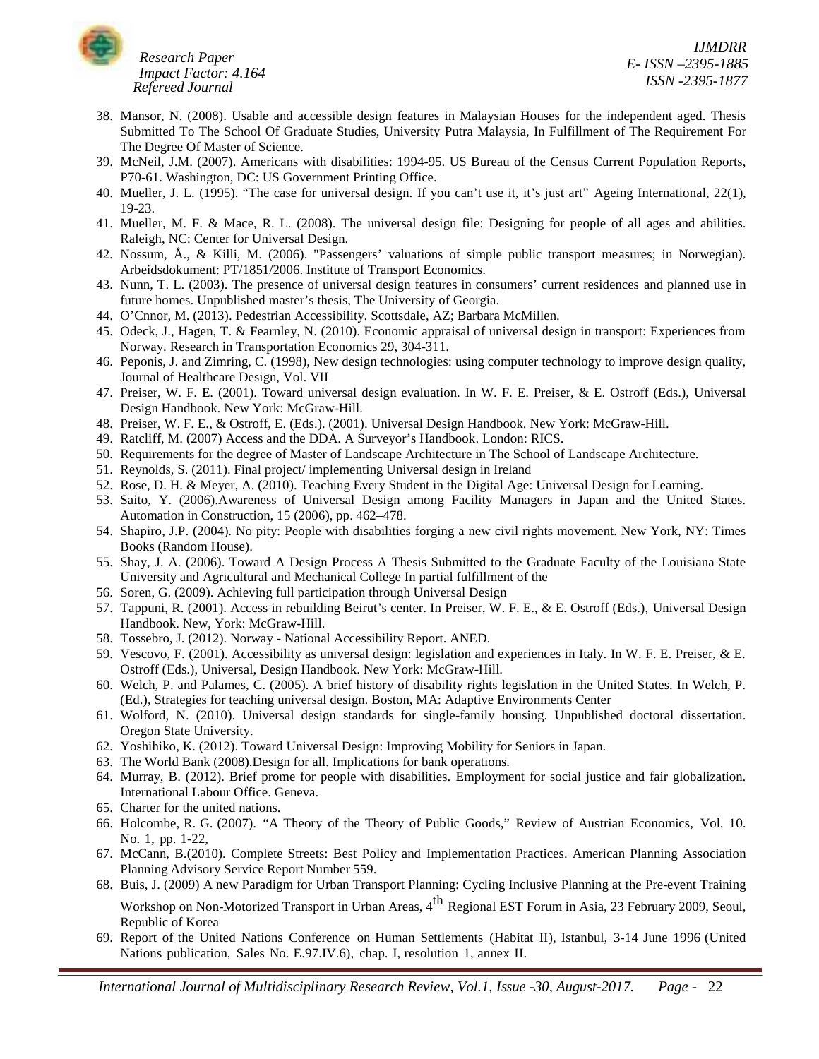38. Mansor, N. (2008). Usable and accessible design features in Malaysian Houses for the independent aged. Thesis Submitted To The School Of Graduate Studies, University Putra Malaysia, In Fulfillment of The Requirement For The Degree Of Master of Science.
39. McNeil, J.M. (2007). Americans with disabilities: 1994-95. US Bureau of the Census Current Population Reports, P70-61. Washington, DC: US Government Printing Office.
40. Mueller, J. L. (1995). "The case for universal design. If you can't use it, it's just art" Ageing International, 22(1), 19-23.
41. Mueller, M. F. & Mace, R. L. (2008). The universal design file: Designing for people of all ages and abilities. Raleigh, NC: Center for Universal Design.
42. Nossum, Å., & Killi, M. (2006). "Passengers' valuations of simple public transport measures; in Norwegian). Arbeidsdokument: PT/1851/2006. Institute of Transport Economics.
43. Nunn, T. L. (2003). The presence of universal design features in consumers' current residences and planned use in future homes. Unpublished master's thesis, The University of Georgia.
44. O'Cnnor, M. (2013). Pedestrian Accessibility. Scottsdale, AZ; Barbara McMillen.
45. Odeck, J., Hagen, T. & Fearnley, N. (2010). Economic appraisal of universal design in transport: Experiences from Norway. Research in Transportation Economics 29, 304-311.
46. Peponis, J. and Zimring, C. (1998), New design technologies: using computer technology to improve design quality, Journal of Healthcare Design, Vol. VII
47. Preiser, W. F. E. (2001). Toward universal design evaluation. In W. F. E. Preiser, & E. Ostroff (Eds.), Universal Design Handbook. New York: McGraw-Hill.
48. Preiser, W. F. E., & Ostroff, E. (Eds.). (2001). Universal Design Handbook. New York: McGraw-Hill.
49. Ratcliff, M. (2007) Access and the DDA. A Surveyor's Handbook. London: RICS.
50. Requirements for the degree of Master of Landscape Architecture in The School of Landscape Architecture.
51. Reynolds, S. (2011). Final project/ implementing Universal design in Ireland
52. Rose, D. H. & Meyer, A. (2010). Teaching Every Student in the Digital Age: Universal Design for Learning.
53. Saito, Y. (2006).Awareness of Universal Design among Facility Managers in Japan and the United States. Automation in Construction, 15 (2006), pp. 462–478.
54. Shapiro, J.P. (2004). No pity: People with disabilities forging a new civil rights movement. New York, NY: Times Books (Random House).
55. Shay, J. A. (2006). Toward A Design Process A Thesis Submitted to the Graduate Faculty of the Louisiana State University and Agricultural and Mechanical College In partial fulfillment of the
56. Soren, G. (2009). Achieving full participation through Universal Design
57. Tappuni, R. (2001). Access in rebuilding Beirut's center. In Preiser, W. F. E., & E. Ostroff (Eds.), Universal Design Handbook. New, York: McGraw-Hill.
58. Tossebro, J. (2012). Norway - National Accessibility Report. ANED.
59. Vescovo, F. (2001). Accessibility as universal design: legislation and experiences in Italy. In W. F. E. Preiser, & E. Ostroff (Eds.), Universal, Design Handbook. New York: McGraw-Hill.
60. Welch, P. and Palames, C. (2005). A brief history of disability rights legislation in the United States. In Welch, P. (Ed.), Strategies for teaching universal design. Boston, MA: Adaptive Environments Center
61. Wolford, N. (2010). Universal design standards for single-family housing. Unpublished doctoral dissertation. Oregon State University.
62. Yoshihiko, K. (2012). Toward Universal Design: Improving Mobility for Seniors in Japan.
63. The World Bank (2008).Design for all. Implications for bank operations.
64. Murray, B. (2012). Brief prome for people with disabilities. Employment for social justice and fair globalization. International Labour Office. Geneva.
65. Charter for the united nations.
66. Holcombe, R. G. (2007). "A Theory of the Theory of Public Goods," Review of Austrian Economics, Vol. 10. No. 1, pp. 1-22,
67. McCann, B.(2010). Complete Streets: Best Policy and Implementation Practices. American Planning Association Planning Advisory Service Report Number 559.
68. Buis, J. (2009) A new Paradigm for Urban Transport Planning: Cycling Inclusive Planning at the Pre-event Training Workshop on Non-Motorized Transport in Urban Areas, 4th Regional EST Forum in Asia, 23 February 2009, Seoul, Republic of Korea
69. Report of the United Nations Conference on Human Settlements (Habitat II), Istanbul, 3-14 June 1996 (United Nations publication, Sales No. E.97.IV.6), chap. I, resolution 1, annex II.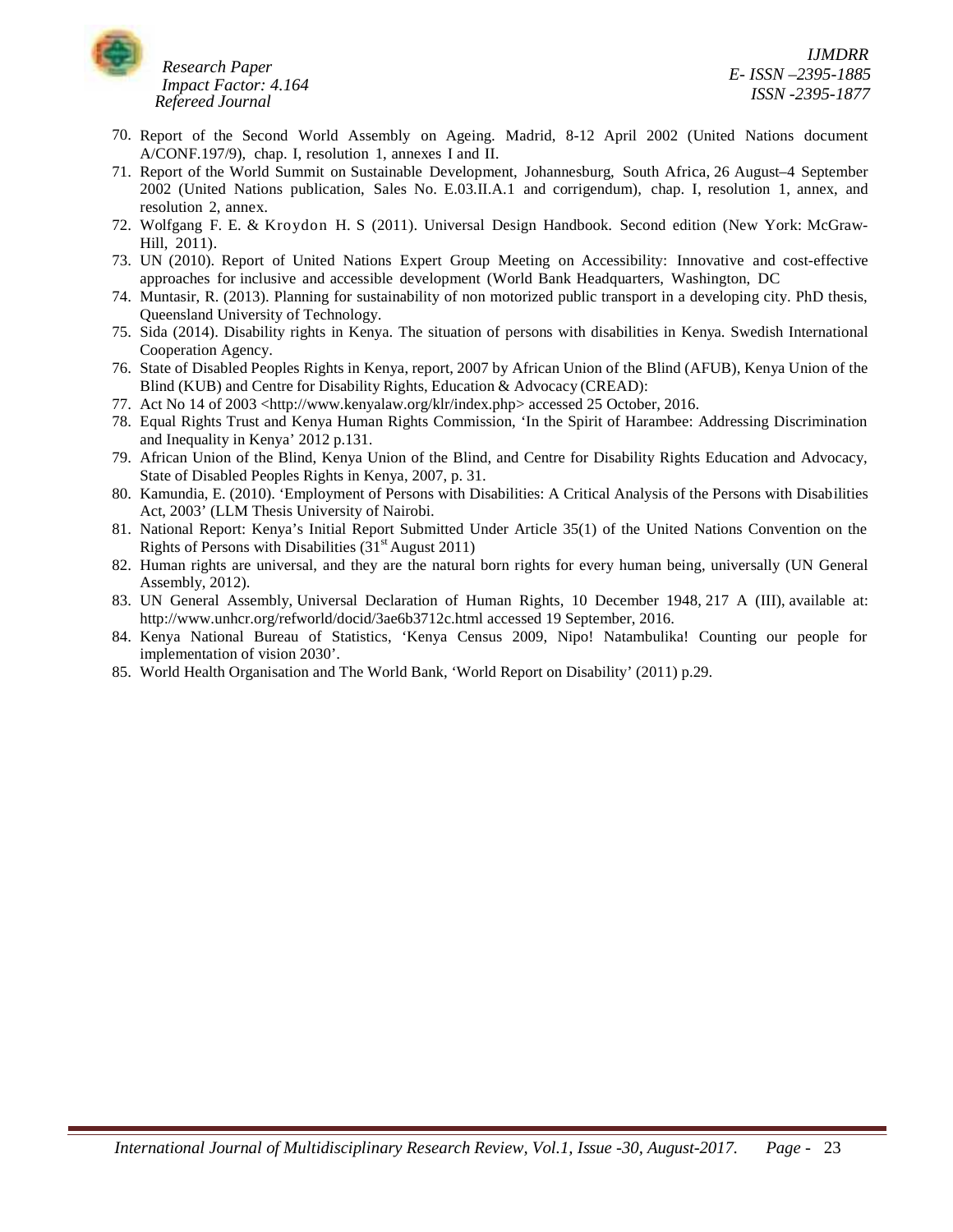70. Report of the Second World Assembly on Ageing. Madrid, 8-12 April 2002 (United Nations document A/CONF.197/9), chap. I, resolution 1, annexes I and II.
71. Report of the World Summit on Sustainable Development, Johannesburg, South Africa, 26 August–4 September 2002 (United Nations publication, Sales No. E.03.II.A.1 and corrigendum), chap. I, resolution 1, annex, and resolution 2, annex.
72. Wolfgang F. E. & Kroydon H. S (2011). Universal Design Handbook. Second edition (New York: McGraw-Hill, 2011).
73. UN (2010). Report of United Nations Expert Group Meeting on Accessibility: Innovative and cost-effective approaches for inclusive and accessible development (World Bank Headquarters, Washington, DC
74. Muntasir, R. (2013). Planning for sustainability of non motorized public transport in a developing city. PhD thesis, Queensland University of Technology.
75. Sida (2014). Disability rights in Kenya. The situation of persons with disabilities in Kenya. Swedish International Cooperation Agency.
76. State of Disabled Peoples Rights in Kenya, report, 2007 by African Union of the Blind (AFUB), Kenya Union of the Blind (KUB) and Centre for Disability Rights, Education & Advocacy (CREAD):
77. Act No 14 of 2003 <http://www.kenyalaw.org/klr/index.php> accessed 25 October, 2016.
78. Equal Rights Trust and Kenya Human Rights Commission, 'In the Spirit of Harambee: Addressing Discrimination and Inequality in Kenya' 2012 p.131.
79. African Union of the Blind, Kenya Union of the Blind, and Centre for Disability Rights Education and Advocacy, State of Disabled Peoples Rights in Kenya, 2007, p. 31.
80. Kamundia, E. (2010). 'Employment of Persons with Disabilities: A Critical Analysis of the Persons with Disabilities Act, 2003' (LLM Thesis University of Nairobi.
81. National Report: Kenya's Initial Report Submitted Under Article 35(1) of the United Nations Convention on the Rights of Persons with Disabilities (31st August 2011)
82. Human rights are universal, and they are the natural born rights for every human being, universally (UN General Assembly, 2012).
83. UN General Assembly, Universal Declaration of Human Rights, 10 December 1948, 217 A (III), available at: http://www.unhcr.org/refworld/docid/3ae6b3712c.html accessed 19 September, 2016.
84. Kenya National Bureau of Statistics, 'Kenya Census 2009, Nipo! Natambulika! Counting our people for implementation of vision 2030'.
85. World Health Organisation and The World Bank, 'World Report on Disability' (2011) p.29.